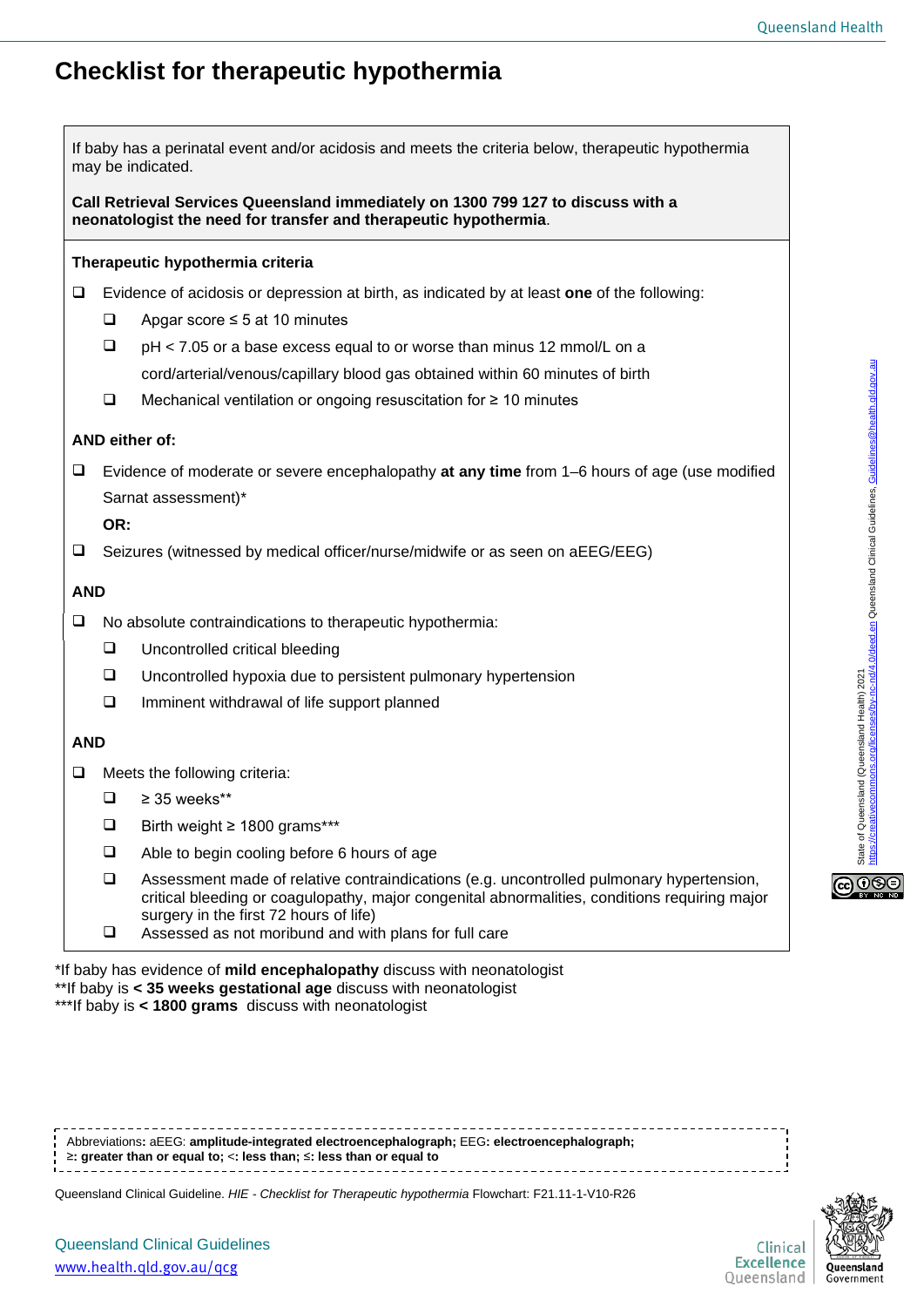# Checklist for therapeutic hypothermia

If baby has a perinatal event and/or acidosis and meets the criteria below, therapeutic hypothermia may be indicated.

**Call Retrieval Services Queensland immediately on 1300 799 127 to discuss with a neonatologist the need for transfer and therapeutic hypothermia**.

**Therapeutic hypothermia criteria**

- ❑ Evidence of acidosis or depression at birth, as indicated by at least **one** of the following:
  - ❑ Apgar score ≤ 5 at 10 minutes
  - ❑ pH < 7.05 or a base excess equal to or worse than minus 12 mmol/L on a cord/arterial/venous/capillary blood gas obtained within 60 minutes of birth
  - ❑ Mechanical ventilation or ongoing resuscitation for ≥ 10 minutes

**AND either of:**

- ❑ Evidence of moderate or severe encephalopathy **at any time** from 1–6 hours of age (use modified Sarnat assessment)*

  **OR:**
- ❑ Seizures (witnessed by medical officer/nurse/midwife or as seen on aEEG/EEG)

**AND**

- ❑ No absolute contraindications to therapeutic hypothermia:
  - ❑ Uncontrolled critical bleeding
  - ❑ Uncontrolled hypoxia due to persistent pulmonary hypertension
  - ❑ Imminent withdrawal of life support planned

**AND**

- ❑ Meets the following criteria:
  - ❑ ≥ 35 weeks**
  - ❑ Birth weight ≥ 1800 grams***
  - ❑ Able to begin cooling before 6 hours of age
  - ❑ Assessment made of relative contraindications (e.g. uncontrolled pulmonary hypertension, critical bleeding or coagulopathy, major congenital abnormalities, conditions requiring major surgery in the first 72 hours of life)
  - ❑ Assessed as not moribund and with plans for full care

*If baby has evidence of **mild encephalopathy** discuss with neonatologist
**If baby is **< 35 weeks gestational age** discuss with neonatologist
***If baby is **< 1800 grams** discuss with neonatologist

Abbreviations**:** aEEG: **amplitude-integrated electroencephalograph;** EEG**: electroencephalograph;**
**≥: greater than or equal to; <: less than; ≤: less than or equal to**

Queensland Clinical Guideline. *HIE - Checklist for Therapeutic hypothermia* Flowchart: F21.11-1-V10-R26

State of Queensland (Queensland Health) 2021 https://creativecommons.org/licenses/by-nc-nd/4.0/deed.en Queensland Clinical Guidelines, Guidelines@health.qld.gov.au

Queensland Clinical Guidelines
www.health.qld.gov.au/qcg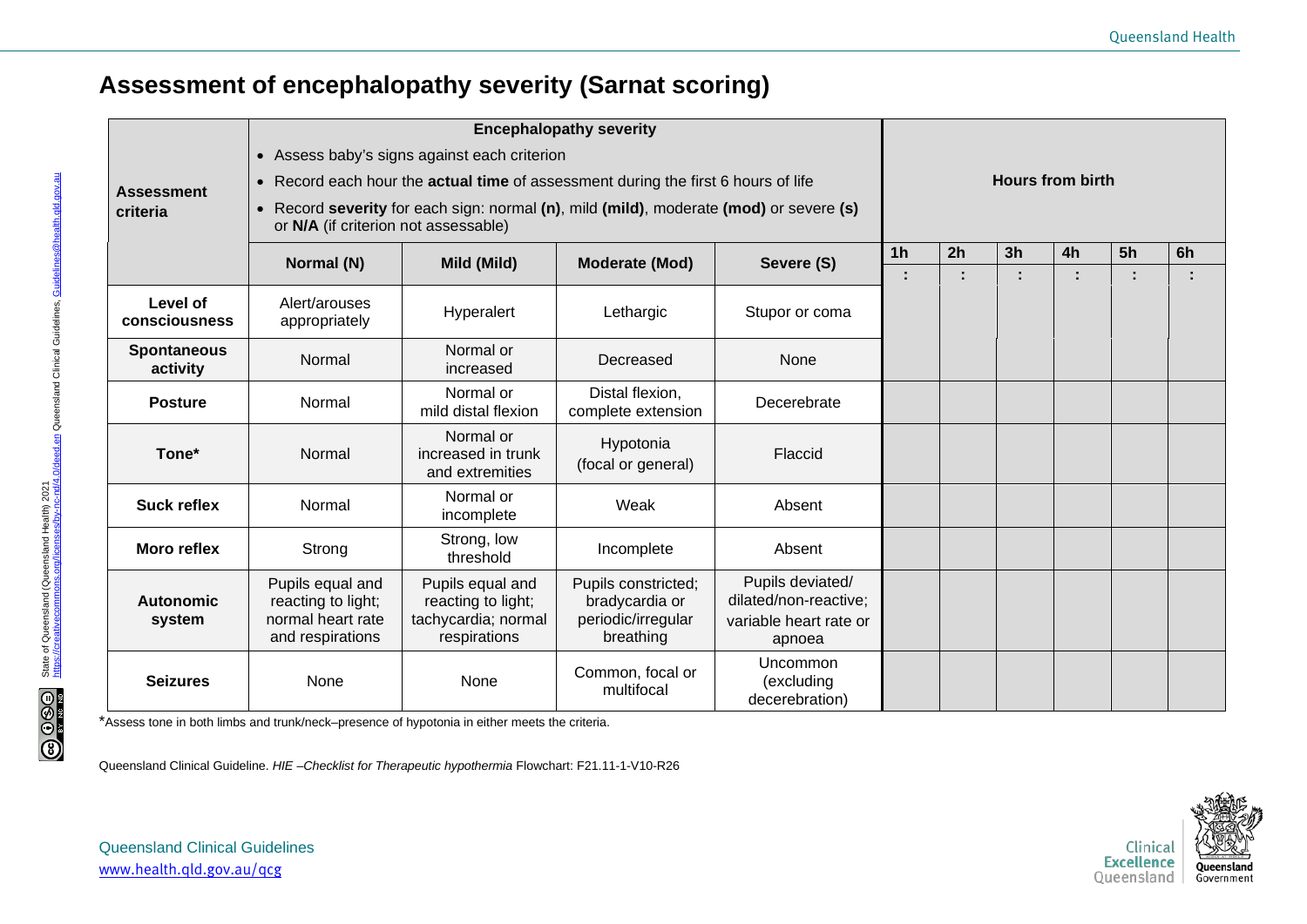# Assessment of encephalopathy severity (Sarnat scoring)

| Assessment criteria | Encephalopathy severity<br>• Assess baby's signs against each criterion<br>• Record each hour the **actual time** of assessment during the first 6 hours of life<br>• Record **severity** for each sign: normal **(n)**, mild **(mild)**, moderate **(mod)** or severe **(s)** or **N/A** (if criterion not assessable) | | | | Hours from birth | | | | | |
|---|---|---|---|---|---|---|---|---|---|---|
| | **Normal (N)** | **Mild (Mild)** | **Moderate (Mod)** | **Severe (S)** | **1h**<br>: | **2h**<br>: | **3h**<br>: | **4h**<br>: | **5h**<br>: | **6h**<br>: |
| **Level of consciousness** | Alert/arouses appropriately | Hyperalert | Lethargic | Stupor or coma | | | | | | |
| **Spontaneous activity** | Normal | Normal or increased | Decreased | None | | | | | | |
| **Posture** | Normal | Normal or mild distal flexion | Distal flexion, complete extension | Decerebrate | | | | | | |
| **Tone*** | Normal | Normal or increased in trunk and extremities | Hypotonia (focal or general) | Flaccid | | | | | | |
| **Suck reflex** | Normal | Normal or incomplete | Weak | Absent | | | | | | |
| **Moro reflex** | Strong | Strong, low threshold | Incomplete | Absent | | | | | | |
| **Autonomic system** | Pupils equal and reacting to light; normal heart rate and respirations | Pupils equal and reacting to light; tachycardia; normal respirations | Pupils constricted; bradycardia or periodic/irregular breathing | Pupils deviated/ dilated/non-reactive; variable heart rate or apnoea | | | | | | |
| **Seizures** | None | None | Common, focal or multifocal | Uncommon (excluding decerebration) | | | | | | |

*Assess tone in both limbs and trunk/neck–presence of hypotonia in either meets the criteria.

Queensland Clinical Guideline. *HIE –Checklist for Therapeutic hypothermia* Flowchart: F21.11-1-V10-R26

Queensland Clinical Guidelines
www.health.qld.gov.au/qcg